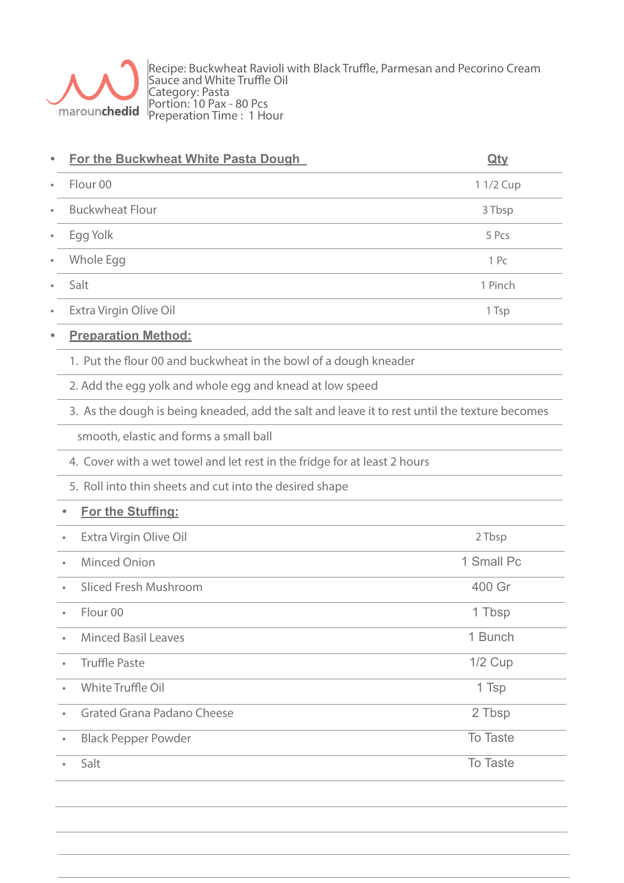marounchedid

Recipe: Buckwheat Ravioli with Black Truffle, Parmesan and Pecorino Cream Sauce and White Truffle Oil
Category: Pasta
Portion: 10 Pax - 80 Pcs
Preperation Time : 1 Hour

| For the Buckwheat White Pasta Dough | Qty |
|---|---|
| Flour 00 | 1 1/2 Cup |
| Buckwheat Flour | 3 Tbsp |
| Egg Yolk | 5 Pcs |
| Whole Egg | 1 Pc |
| Salt | 1 Pinch |
| Extra Virgin Olive Oil | 1 Tsp |

**Preparation Method:**

1. Put the flour 00 and buckwheat in the bowl of a dough kneader
2. Add the egg yolk and whole egg and knead at low speed
3. As the dough is being kneaded, add the salt and leave it to rest until the texture becomes smooth, elastic and forms a small ball
4. Cover with a wet towel and let rest in the fridge for at least 2 hours
5. Roll into thin sheets and cut into the desired shape

| For the Stuffing: | |
|---|---|
| Extra Virgin Olive Oil | 2 Tbsp |
| Minced Onion | 1 Small Pc |
| Sliced Fresh Mushroom | 400 Gr |
| Flour 00 | 1 Tbsp |
| Minced Basil Leaves | 1 Bunch |
| Truffle Paste | 1/2 Cup |
| White Truffle Oil | 1 Tsp |
| Grated Grana Padano Cheese | 2 Tbsp |
| Black Pepper Powder | To Taste |
| Salt | To Taste |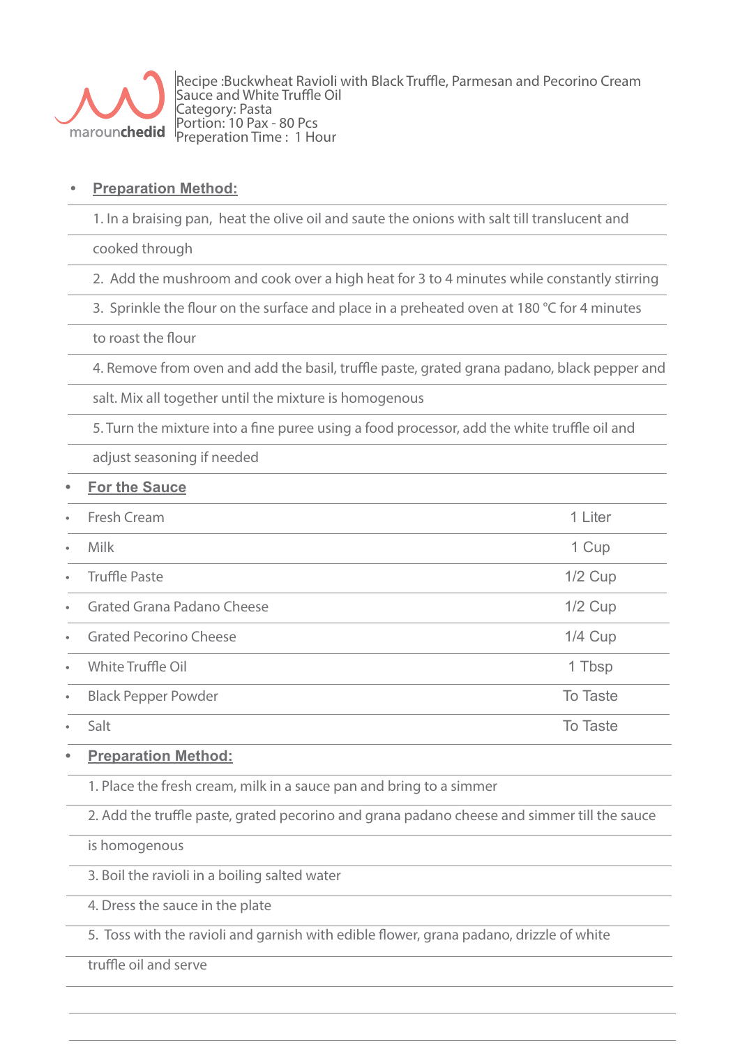Recipe :Buckwheat Ravioli with Black Truffle, Parmesan and Pecorino Cream Sauce and White Truffle Oil
Category: Pasta
Portion: 10 Pax - 80 Pcs
Preperation Time : 1 Hour

- **Preparation Method:**

1. In a braising pan, heat the olive oil and saute the onions with salt till translucent and cooked through
2. Add the mushroom and cook over a high heat for 3 to 4 minutes while constantly stirring
3. Sprinkle the flour on the surface and place in a preheated oven at 180 °C for 4 minutes to roast the flour
4. Remove from oven and add the basil, truffle paste, grated grana padano, black pepper and salt. Mix all together until the mixture is homogenous
5. Turn the mixture into a fine puree using a food processor, add the white truffle oil and adjust seasoning if needed

- **For the Sauce**

| | |
|---|---|
| Fresh Cream | 1 Liter |
| Milk | 1 Cup |
| Truffle Paste | 1/2 Cup |
| Grated Grana Padano Cheese | 1/2 Cup |
| Grated Pecorino Cheese | 1/4 Cup |
| White Truffle Oil | 1 Tbsp |
| Black Pepper Powder | To Taste |
| Salt | To Taste |

- **Preparation Method:**

1. Place the fresh cream, milk in a sauce pan and bring to a simmer
2. Add the truffle paste, grated pecorino and grana padano cheese and simmer till the sauce is homogenous
3. Boil the ravioli in a boiling salted water
4. Dress the sauce in the plate
5. Toss with the ravioli and garnish with edible flower, grana padano, drizzle of white truffle oil and serve